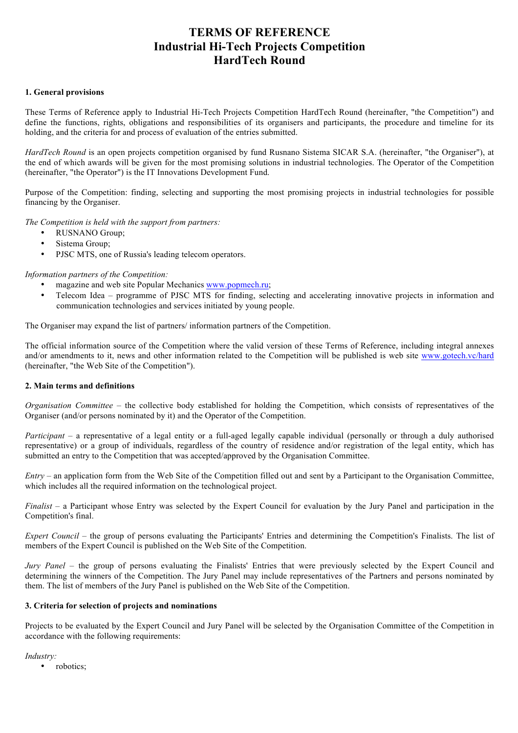# TERMS OF REFERENCE
# Industrial Hi-Tech Projects Competition
# HardTech Round

## 1. General provisions

These Terms of Reference apply to Industrial Hi-Tech Projects Competition HardTech Round (hereinafter, "the Competition") and define the functions, rights, obligations and responsibilities of its organisers and participants, the procedure and timeline for its holding, and the criteria for and process of evaluation of the entries submitted.

*HardTech Round* is an open projects competition organised by fund Rusnano Sistema SICAR S.A. (hereinafter, "the Organiser"), at the end of which awards will be given for the most promising solutions in industrial technologies. The Operator of the Competition (hereinafter, "the Operator") is the IT Innovations Development Fund.

Purpose of the Competition: finding, selecting and supporting the most promising projects in industrial technologies for possible financing by the Organiser.

*The Competition is held with the support from partners:*

- RUSNANO Group;
- Sistema Group;
- PJSC MTS, one of Russia's leading telecom operators.

*Information partners of the Competition:*

- magazine and web site Popular Mechanics www.popmech.ru;
- Telecom Idea – programme of PJSC MTS for finding, selecting and accelerating innovative projects in information and communication technologies and services initiated by young people.

The Organiser may expand the list of partners/ information partners of the Competition.

The official information source of the Competition where the valid version of these Terms of Reference, including integral annexes and/or amendments to it, news and other information related to the Competition will be published is web site www.gotech.vc/hard (hereinafter, "the Web Site of the Competition").

## 2. Main terms and definitions

*Organisation Committee* – the collective body established for holding the Competition, which consists of representatives of the Organiser (and/or persons nominated by it) and the Operator of the Competition.

*Participant* – a representative of a legal entity or a full-aged legally capable individual (personally or through a duly authorised representative) or a group of individuals, regardless of the country of residence and/or registration of the legal entity, which has submitted an entry to the Competition that was accepted/approved by the Organisation Committee.

*Entry* – an application form from the Web Site of the Competition filled out and sent by a Participant to the Organisation Committee, which includes all the required information on the technological project.

*Finalist* – a Participant whose Entry was selected by the Expert Council for evaluation by the Jury Panel and participation in the Competition's final.

*Expert Council* – the group of persons evaluating the Participants' Entries and determining the Competition's Finalists. The list of members of the Expert Council is published on the Web Site of the Competition.

*Jury Panel* – the group of persons evaluating the Finalists' Entries that were previously selected by the Expert Council and determining the winners of the Competition. The Jury Panel may include representatives of the Partners and persons nominated by them. The list of members of the Jury Panel is published on the Web Site of the Competition.

## 3. Criteria for selection of projects and nominations

Projects to be evaluated by the Expert Council and Jury Panel will be selected by the Organisation Committee of the Competition in accordance with the following requirements:

*Industry:*

- robotics;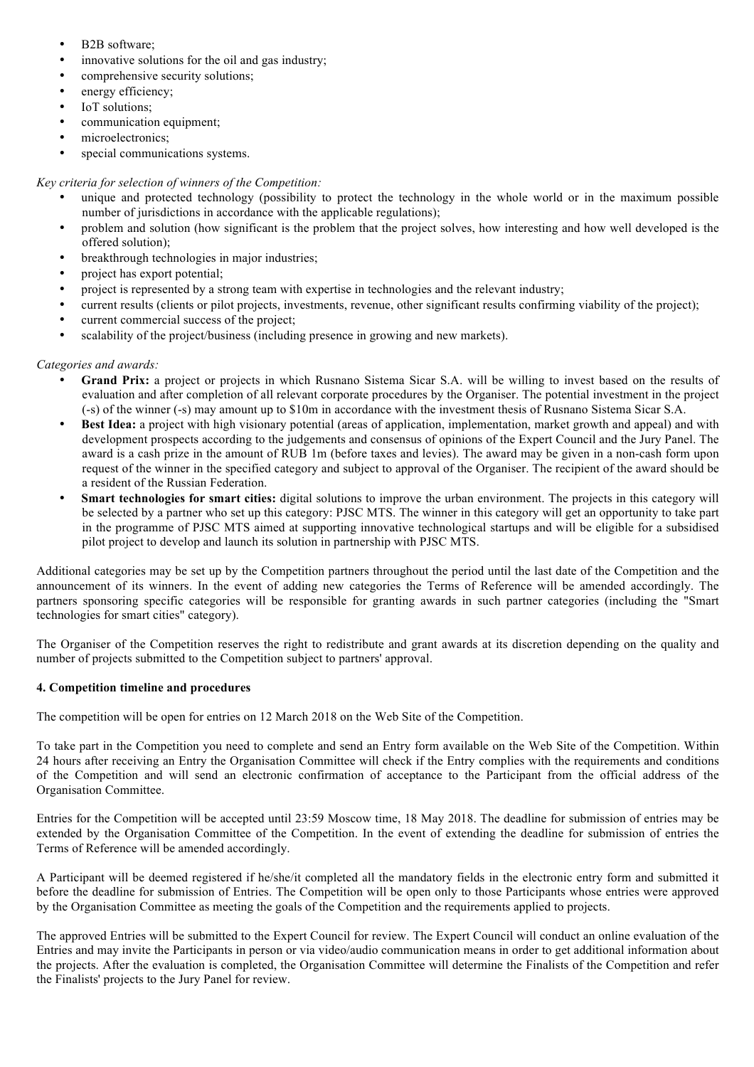- B2B software;
- innovative solutions for the oil and gas industry;
- comprehensive security solutions;
- energy efficiency;
- IoT solutions;
- communication equipment;
- microelectronics;
- special communications systems.

*Key criteria for selection of winners of the Competition:*

- unique and protected technology (possibility to protect the technology in the whole world or in the maximum possible number of jurisdictions in accordance with the applicable regulations);
- problem and solution (how significant is the problem that the project solves, how interesting and how well developed is the offered solution);
- breakthrough technologies in major industries;
- project has export potential;
- project is represented by a strong team with expertise in technologies and the relevant industry;
- current results (clients or pilot projects, investments, revenue, other significant results confirming viability of the project);
- current commercial success of the project;
- scalability of the project/business (including presence in growing and new markets).

*Categories and awards:*

- **Grand Prix:** a project or projects in which Rusnano Sistema Sicar S.A. will be willing to invest based on the results of evaluation and after completion of all relevant corporate procedures by the Organiser. The potential investment in the project (-s) of the winner (-s) may amount up to $10m in accordance with the investment thesis of Rusnano Sistema Sicar S.A.
- **Best Idea:** a project with high visionary potential (areas of application, implementation, market growth and appeal) and with development prospects according to the judgements and consensus of opinions of the Expert Council and the Jury Panel. The award is a cash prize in the amount of RUB 1m (before taxes and levies). The award may be given in a non-cash form upon request of the winner in the specified category and subject to approval of the Organiser. The recipient of the award should be a resident of the Russian Federation.
- **Smart technologies for smart cities:** digital solutions to improve the urban environment. The projects in this category will be selected by a partner who set up this category: PJSC MTS. The winner in this category will get an opportunity to take part in the programme of PJSC MTS aimed at supporting innovative technological startups and will be eligible for a subsidised pilot project to develop and launch its solution in partnership with PJSC MTS.

Additional categories may be set up by the Competition partners throughout the period until the last date of the Competition and the announcement of its winners. In the event of adding new categories the Terms of Reference will be amended accordingly. The partners sponsoring specific categories will be responsible for granting awards in such partner categories (including the "Smart technologies for smart cities" category).

The Organiser of the Competition reserves the right to redistribute and grant awards at its discretion depending on the quality and number of projects submitted to the Competition subject to partners' approval.

**4. Competition timeline and procedures**

The competition will be open for entries on 12 March 2018 on the Web Site of the Competition.

To take part in the Competition you need to complete and send an Entry form available on the Web Site of the Competition. Within 24 hours after receiving an Entry the Organisation Committee will check if the Entry complies with the requirements and conditions of the Competition and will send an electronic confirmation of acceptance to the Participant from the official address of the Organisation Committee.

Entries for the Competition will be accepted until 23:59 Moscow time, 18 May 2018. The deadline for submission of entries may be extended by the Organisation Committee of the Competition. In the event of extending the deadline for submission of entries the Terms of Reference will be amended accordingly.

A Participant will be deemed registered if he/she/it completed all the mandatory fields in the electronic entry form and submitted it before the deadline for submission of Entries. The Competition will be open only to those Participants whose entries were approved by the Organisation Committee as meeting the goals of the Competition and the requirements applied to projects.

The approved Entries will be submitted to the Expert Council for review. The Expert Council will conduct an online evaluation of the Entries and may invite the Participants in person or via video/audio communication means in order to get additional information about the projects. After the evaluation is completed, the Organisation Committee will determine the Finalists of the Competition and refer the Finalists' projects to the Jury Panel for review.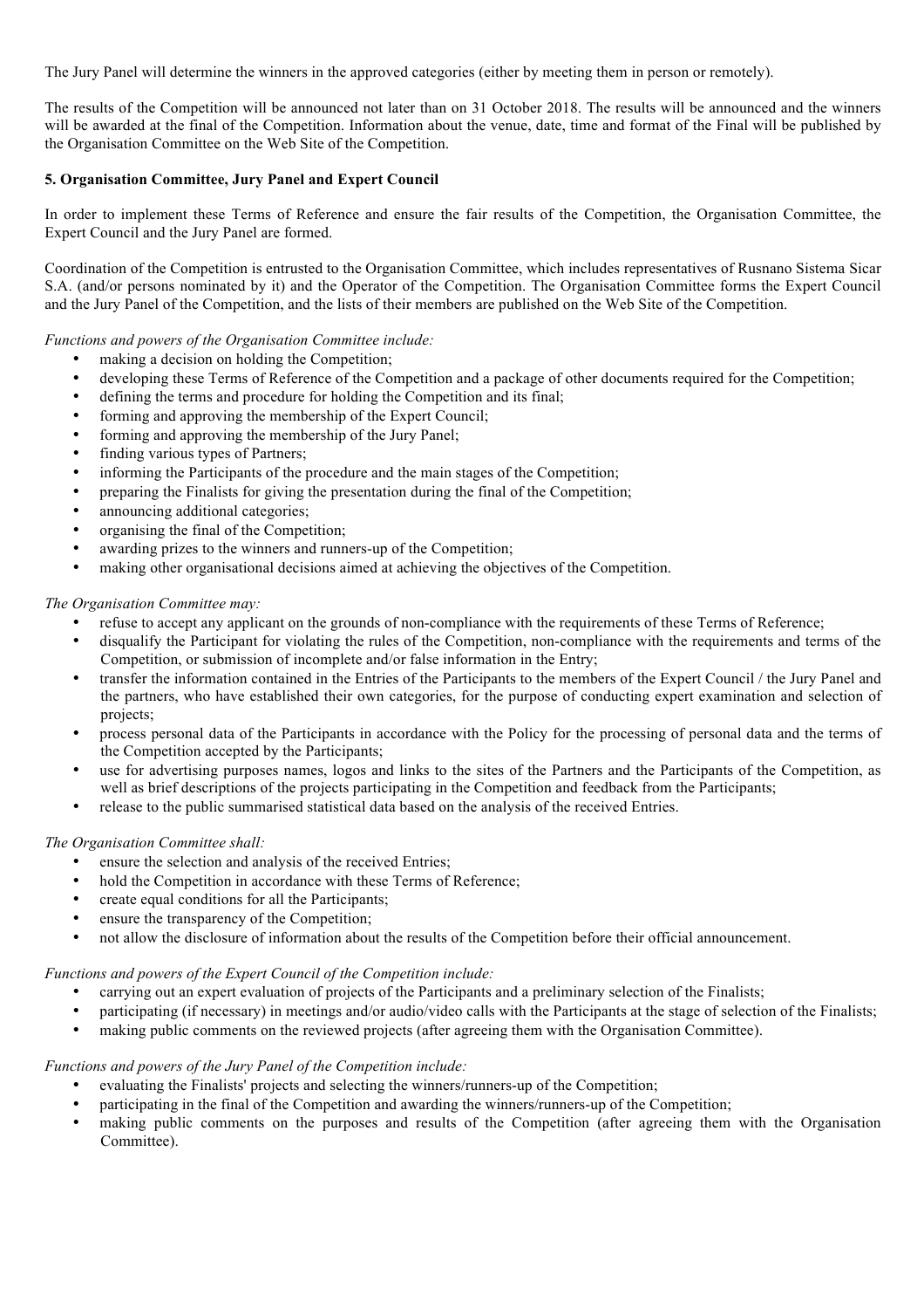The Jury Panel will determine the winners in the approved categories (either by meeting them in person or remotely).

The results of the Competition will be announced not later than on 31 October 2018. The results will be announced and the winners will be awarded at the final of the Competition. Information about the venue, date, time and format of the Final will be published by the Organisation Committee on the Web Site of the Competition.

**5. Organisation Committee, Jury Panel and Expert Council**

In order to implement these Terms of Reference and ensure the fair results of the Competition, the Organisation Committee, the Expert Council and the Jury Panel are formed.

Coordination of the Competition is entrusted to the Organisation Committee, which includes representatives of Rusnano Sistema Sicar S.A. (and/or persons nominated by it) and the Operator of the Competition. The Organisation Committee forms the Expert Council and the Jury Panel of the Competition, and the lists of their members are published on the Web Site of the Competition.

*Functions and powers of the Organisation Committee include:*

- making a decision on holding the Competition;
- developing these Terms of Reference of the Competition and a package of other documents required for the Competition;
- defining the terms and procedure for holding the Competition and its final;
- forming and approving the membership of the Expert Council;
- forming and approving the membership of the Jury Panel;
- finding various types of Partners;
- informing the Participants of the procedure and the main stages of the Competition;
- preparing the Finalists for giving the presentation during the final of the Competition;
- announcing additional categories;
- organising the final of the Competition;
- awarding prizes to the winners and runners-up of the Competition;
- making other organisational decisions aimed at achieving the objectives of the Competition.

*The Organisation Committee may:*

- refuse to accept any applicant on the grounds of non-compliance with the requirements of these Terms of Reference;
- disqualify the Participant for violating the rules of the Competition, non-compliance with the requirements and terms of the Competition, or submission of incomplete and/or false information in the Entry;
- transfer the information contained in the Entries of the Participants to the members of the Expert Council / the Jury Panel and the partners, who have established their own categories, for the purpose of conducting expert examination and selection of projects;
- process personal data of the Participants in accordance with the Policy for the processing of personal data and the terms of the Competition accepted by the Participants;
- use for advertising purposes names, logos and links to the sites of the Partners and the Participants of the Competition, as well as brief descriptions of the projects participating in the Competition and feedback from the Participants;
- release to the public summarised statistical data based on the analysis of the received Entries.

*The Organisation Committee shall:*

- ensure the selection and analysis of the received Entries;
- hold the Competition in accordance with these Terms of Reference;
- create equal conditions for all the Participants;
- ensure the transparency of the Competition;
- not allow the disclosure of information about the results of the Competition before their official announcement.

*Functions and powers of the Expert Council of the Competition include:*

- carrying out an expert evaluation of projects of the Participants and a preliminary selection of the Finalists;
- participating (if necessary) in meetings and/or audio/video calls with the Participants at the stage of selection of the Finalists;
- making public comments on the reviewed projects (after agreeing them with the Organisation Committee).

*Functions and powers of the Jury Panel of the Competition include:*

- evaluating the Finalists' projects and selecting the winners/runners-up of the Competition;
- participating in the final of the Competition and awarding the winners/runners-up of the Competition;
- making public comments on the purposes and results of the Competition (after agreeing them with the Organisation Committee).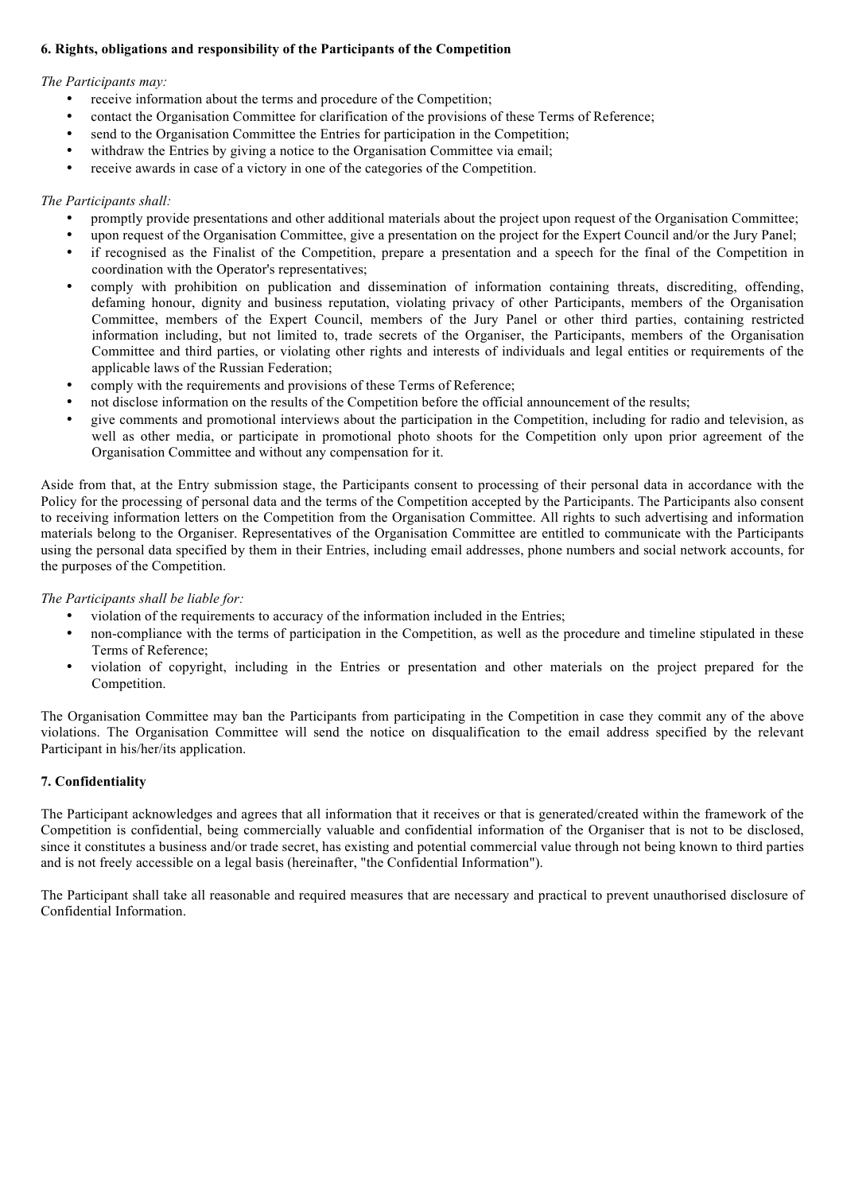**6. Rights, obligations and responsibility of the Participants of the Competition**

*The Participants may:*

- receive information about the terms and procedure of the Competition;
- contact the Organisation Committee for clarification of the provisions of these Terms of Reference;
- send to the Organisation Committee the Entries for participation in the Competition;
- withdraw the Entries by giving a notice to the Organisation Committee via email;
- receive awards in case of a victory in one of the categories of the Competition.

*The Participants shall:*

- promptly provide presentations and other additional materials about the project upon request of the Organisation Committee;
- upon request of the Organisation Committee, give a presentation on the project for the Expert Council and/or the Jury Panel;
- if recognised as the Finalist of the Competition, prepare a presentation and a speech for the final of the Competition in coordination with the Operator's representatives;
- comply with prohibition on publication and dissemination of information containing threats, discrediting, offending, defaming honour, dignity and business reputation, violating privacy of other Participants, members of the Organisation Committee, members of the Expert Council, members of the Jury Panel or other third parties, containing restricted information including, but not limited to, trade secrets of the Organiser, the Participants, members of the Organisation Committee and third parties, or violating other rights and interests of individuals and legal entities or requirements of the applicable laws of the Russian Federation;
- comply with the requirements and provisions of these Terms of Reference;
- not disclose information on the results of the Competition before the official announcement of the results;
- give comments and promotional interviews about the participation in the Competition, including for radio and television, as well as other media, or participate in promotional photo shoots for the Competition only upon prior agreement of the Organisation Committee and without any compensation for it.

Aside from that, at the Entry submission stage, the Participants consent to processing of their personal data in accordance with the Policy for the processing of personal data and the terms of the Competition accepted by the Participants. The Participants also consent to receiving information letters on the Competition from the Organisation Committee. All rights to such advertising and information materials belong to the Organiser. Representatives of the Organisation Committee are entitled to communicate with the Participants using the personal data specified by them in their Entries, including email addresses, phone numbers and social network accounts, for the purposes of the Competition.

*The Participants shall be liable for:*

- violation of the requirements to accuracy of the information included in the Entries;
- non-compliance with the terms of participation in the Competition, as well as the procedure and timeline stipulated in these Terms of Reference;
- violation of copyright, including in the Entries or presentation and other materials on the project prepared for the Competition.

The Organisation Committee may ban the Participants from participating in the Competition in case they commit any of the above violations. The Organisation Committee will send the notice on disqualification to the email address specified by the relevant Participant in his/her/its application.

**7. Confidentiality**

The Participant acknowledges and agrees that all information that it receives or that is generated/created within the framework of the Competition is confidential, being commercially valuable and confidential information of the Organiser that is not to be disclosed, since it constitutes a business and/or trade secret, has existing and potential commercial value through not being known to third parties and is not freely accessible on a legal basis (hereinafter, "the Confidential Information").

The Participant shall take all reasonable and required measures that are necessary and practical to prevent unauthorised disclosure of Confidential Information.